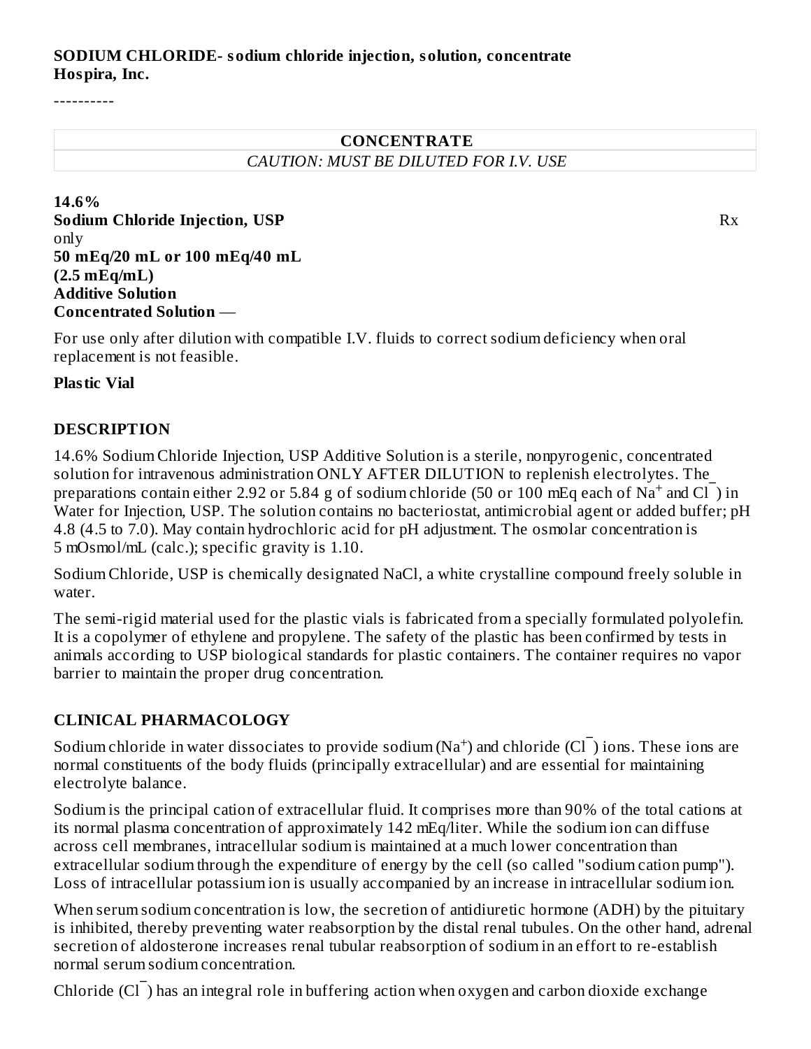**SODIUM CHLORIDE- sodium chloride injection, solution, concentrate**
**Hospira, Inc.**

----------

| CONCENTRATE |
| --- |
| *CAUTION: MUST BE DILUTED FOR I.V. USE* |

**14.6%**
**Sodium Chloride Injection, USP** Rx only
**50 mEq/20 mL or 100 mEq/40 mL**
**(2.5 mEq/mL)**
**Additive Solution**
**Concentrated Solution** —

For use only after dilution with compatible I.V. fluids to correct sodium deficiency when oral replacement is not feasible.

**Plastic Vial**

## DESCRIPTION

14.6% Sodium Chloride Injection, USP Additive Solution is a sterile, nonpyrogenic, concentrated solution for intravenous administration ONLY AFTER DILUTION to replenish electrolytes. The preparations contain either 2.92 or 5.84 g of sodium chloride (50 or 100 mEq each of $Na^+$ and $Cl^-$) in Water for Injection, USP. The solution contains no bacteriostat, antimicrobial agent or added buffer; pH 4.8 (4.5 to 7.0). May contain hydrochloric acid for pH adjustment. The osmolar concentration is 5 mOsmol/mL (calc.); specific gravity is 1.10.

Sodium Chloride, USP is chemically designated NaCl, a white crystalline compound freely soluble in water.

The semi-rigid material used for the plastic vials is fabricated from a specially formulated polyolefin. It is a copolymer of ethylene and propylene. The safety of the plastic has been confirmed by tests in animals according to USP biological standards for plastic containers. The container requires no vapor barrier to maintain the proper drug concentration.

## CLINICAL PHARMACOLOGY

Sodium chloride in water dissociates to provide sodium ($Na^+$) and chloride ($Cl^-$) ions. These ions are normal constituents of the body fluids (principally extracellular) and are essential for maintaining electrolyte balance.

Sodium is the principal cation of extracellular fluid. It comprises more than 90% of the total cations at its normal plasma concentration of approximately 142 mEq/liter. While the sodium ion can diffuse across cell membranes, intracellular sodium is maintained at a much lower concentration than extracellular sodium through the expenditure of energy by the cell (so called "sodium cation pump"). Loss of intracellular potassium ion is usually accompanied by an increase in intracellular sodium ion.

When serum sodium concentration is low, the secretion of antidiuretic hormone (ADH) by the pituitary is inhibited, thereby preventing water reabsorption by the distal renal tubules. On the other hand, adrenal secretion of aldosterone increases renal tubular reabsorption of sodium in an effort to re-establish normal serum sodium concentration.

Chloride ($Cl^-$) has an integral role in buffering action when oxygen and carbon dioxide exchange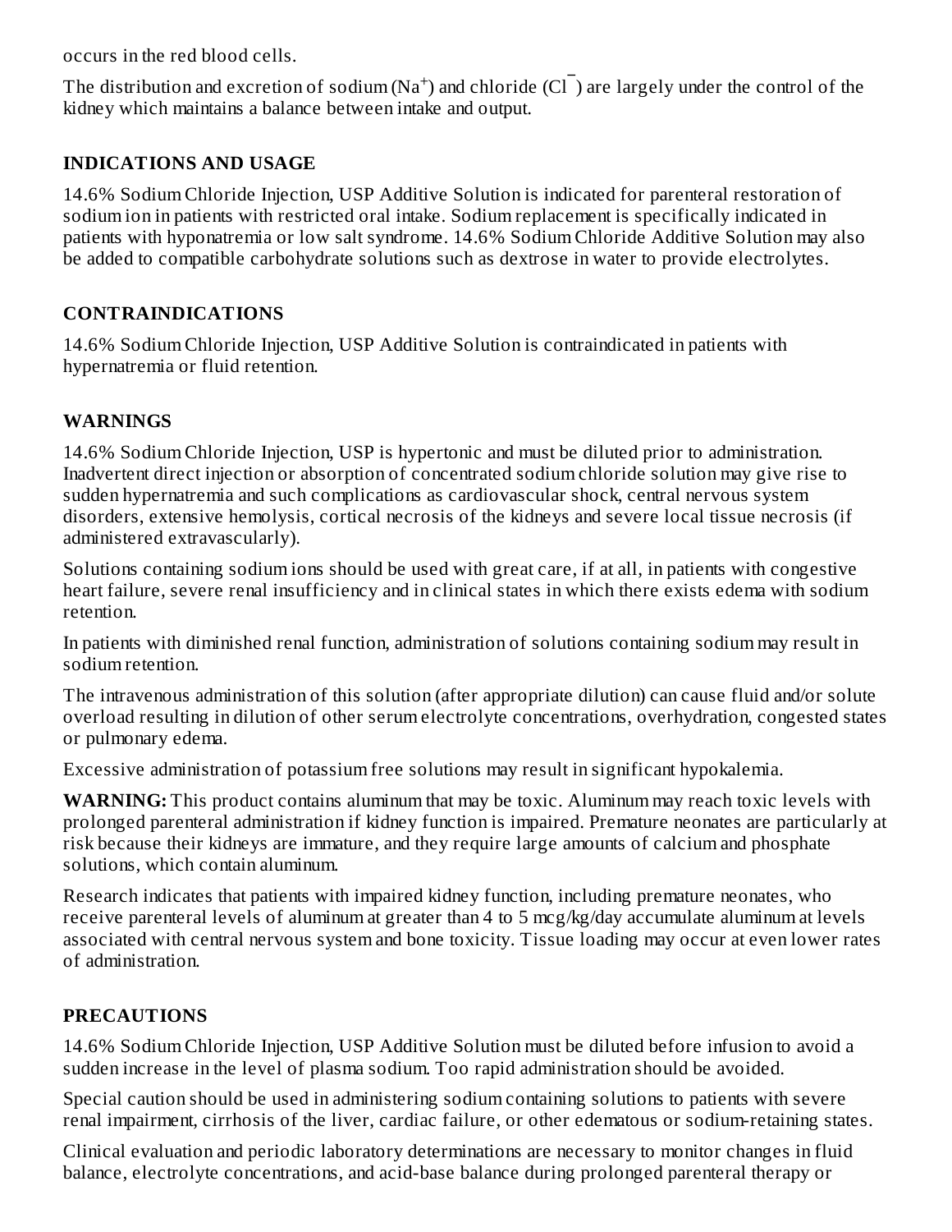occurs in the red blood cells.

The distribution and excretion of sodium ($Na^+$) and chloride ($Cl^-$) are largely under the control of the kidney which maintains a balance between intake and output.

## INDICATIONS AND USAGE

14.6% Sodium Chloride Injection, USP Additive Solution is indicated for parenteral restoration of sodium ion in patients with restricted oral intake. Sodium replacement is specifically indicated in patients with hyponatremia or low salt syndrome. 14.6% Sodium Chloride Additive Solution may also be added to compatible carbohydrate solutions such as dextrose in water to provide electrolytes.

## CONTRAINDICATIONS

14.6% Sodium Chloride Injection, USP Additive Solution is contraindicated in patients with hypernatremia or fluid retention.

## WARNINGS

14.6% Sodium Chloride Injection, USP is hypertonic and must be diluted prior to administration. Inadvertent direct injection or absorption of concentrated sodium chloride solution may give rise to sudden hypernatremia and such complications as cardiovascular shock, central nervous system disorders, extensive hemolysis, cortical necrosis of the kidneys and severe local tissue necrosis (if administered extravascularly).

Solutions containing sodium ions should be used with great care, if at all, in patients with congestive heart failure, severe renal insufficiency and in clinical states in which there exists edema with sodium retention.

In patients with diminished renal function, administration of solutions containing sodium may result in sodium retention.

The intravenous administration of this solution (after appropriate dilution) can cause fluid and/or solute overload resulting in dilution of other serum electrolyte concentrations, overhydration, congested states or pulmonary edema.

Excessive administration of potassium free solutions may result in significant hypokalemia.

**WARNING:** This product contains aluminum that may be toxic. Aluminum may reach toxic levels with prolonged parenteral administration if kidney function is impaired. Premature neonates are particularly at risk because their kidneys are immature, and they require large amounts of calcium and phosphate solutions, which contain aluminum.

Research indicates that patients with impaired kidney function, including premature neonates, who receive parenteral levels of aluminum at greater than 4 to 5 mcg/kg/day accumulate aluminum at levels associated with central nervous system and bone toxicity. Tissue loading may occur at even lower rates of administration.

## PRECAUTIONS

14.6% Sodium Chloride Injection, USP Additive Solution must be diluted before infusion to avoid a sudden increase in the level of plasma sodium. Too rapid administration should be avoided.

Special caution should be used in administering sodium containing solutions to patients with severe renal impairment, cirrhosis of the liver, cardiac failure, or other edematous or sodium-retaining states.

Clinical evaluation and periodic laboratory determinations are necessary to monitor changes in fluid balance, electrolyte concentrations, and acid-base balance during prolonged parenteral therapy or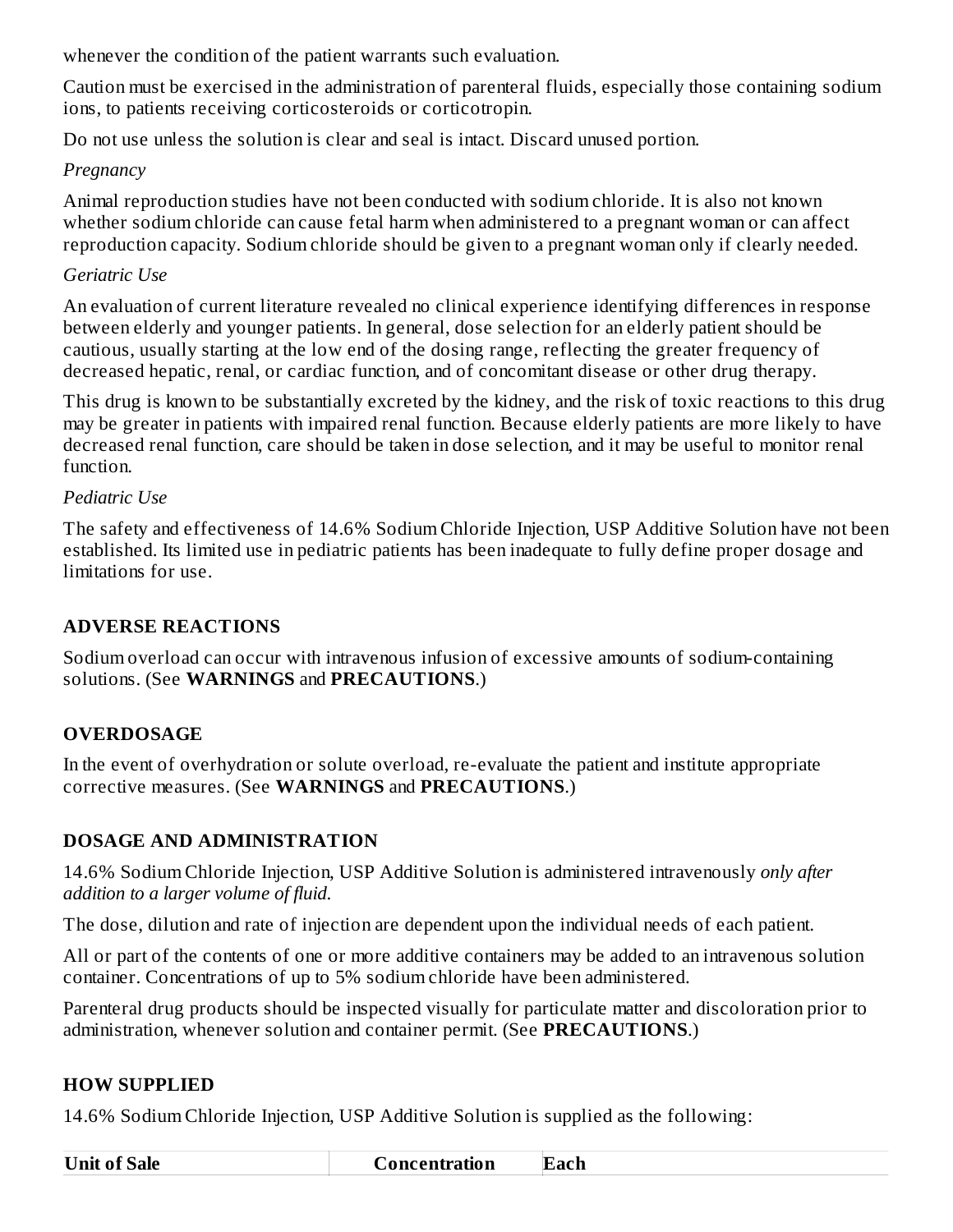whenever the condition of the patient warrants such evaluation.

Caution must be exercised in the administration of parenteral fluids, especially those containing sodium ions, to patients receiving corticosteroids or corticotropin.

Do not use unless the solution is clear and seal is intact. Discard unused portion.

*Pregnancy*

Animal reproduction studies have not been conducted with sodium chloride. It is also not known whether sodium chloride can cause fetal harm when administered to a pregnant woman or can affect reproduction capacity. Sodium chloride should be given to a pregnant woman only if clearly needed.

*Geriatric Use*

An evaluation of current literature revealed no clinical experience identifying differences in response between elderly and younger patients. In general, dose selection for an elderly patient should be cautious, usually starting at the low end of the dosing range, reflecting the greater frequency of decreased hepatic, renal, or cardiac function, and of concomitant disease or other drug therapy.

This drug is known to be substantially excreted by the kidney, and the risk of toxic reactions to this drug may be greater in patients with impaired renal function. Because elderly patients are more likely to have decreased renal function, care should be taken in dose selection, and it may be useful to monitor renal function.

*Pediatric Use*

The safety and effectiveness of 14.6% Sodium Chloride Injection, USP Additive Solution have not been established. Its limited use in pediatric patients has been inadequate to fully define proper dosage and limitations for use.

## ADVERSE REACTIONS

Sodium overload can occur with intravenous infusion of excessive amounts of sodium-containing solutions. (See **WARNINGS** and **PRECAUTIONS**.)

## OVERDOSAGE

In the event of overhydration or solute overload, re-evaluate the patient and institute appropriate corrective measures. (See **WARNINGS** and **PRECAUTIONS**.)

## DOSAGE AND ADMINISTRATION

14.6% Sodium Chloride Injection, USP Additive Solution is administered intravenously *only after addition to a larger volume of fluid.*

The dose, dilution and rate of injection are dependent upon the individual needs of each patient.

All or part of the contents of one or more additive containers may be added to an intravenous solution container. Concentrations of up to 5% sodium chloride have been administered.

Parenteral drug products should be inspected visually for particulate matter and discoloration prior to administration, whenever solution and container permit. (See **PRECAUTIONS**.)

## HOW SUPPLIED

14.6% Sodium Chloride Injection, USP Additive Solution is supplied as the following:

| Unit of Sale | Concentration | Each |
|---|---|---|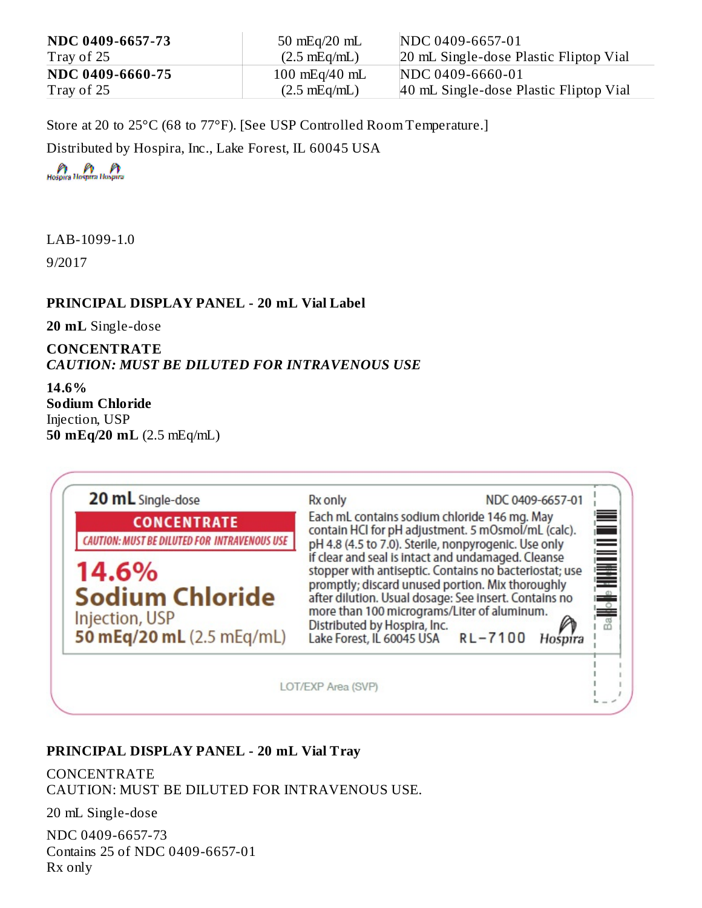| NDC 0409-6657-73 Tray of 25 | 50 mEq/20 mL (2.5 mEq/mL) | NDC 0409-6657-01 20 mL Single-dose Plastic Fliptop Vial |
|---|---|---|
| NDC 0409-6660-75 Tray of 25 | 100 mEq/40 mL (2.5 mEq/mL) | NDC 0409-6660-01 40 mL Single-dose Plastic Fliptop Vial |

Store at 20 to 25°C (68 to 77°F). [See USP Controlled Room Temperature.]

Distributed by Hospira, Inc., Lake Forest, IL 60045 USA

LAB-1099-1.0

9/2017

**PRINCIPAL DISPLAY PANEL - 20 mL Vial Label**

**20 mL** Single-dose

**CONCENTRATE**
***CAUTION: MUST BE DILUTED FOR INTRAVENOUS USE***

**14.6%**
**Sodium Chloride**
Injection, USP
**50 mEq/20 mL** (2.5 mEq/mL)

20 mL Single-dose

CONCENTRATE

CAUTION: MUST BE DILUTED FOR INTRAVENOUS USE

14.6%
Sodium Chloride
Injection, USP
50 mEq/20 mL (2.5 mEq/mL)

Rx only NDC 0409-6657-01

Each mL contains sodium chloride 146 mg. May contain HCl for pH adjustment. 5 mOsmol/mL (calc). pH 4.8 (4.5 to 7.0). Sterile, nonpyrogenic. Use only if clear and seal is intact and undamaged. Cleanse stopper with antiseptic. Contains no bacteriostat; use promptly; discard unused portion. Mix thoroughly after dilution. Usual dosage: See insert. Contains no more than 100 micrograms/Liter of aluminum.
Distributed by Hospira, Inc.
Lake Forest, IL 60045 USA RL-7100 Hospira

LOT/EXP Area (SVP)

**PRINCIPAL DISPLAY PANEL - 20 mL Vial Tray**

CONCENTRATE
CAUTION: MUST BE DILUTED FOR INTRAVENOUS USE.

20 mL Single-dose

NDC 0409-6657-73
Contains 25 of NDC 0409-6657-01
Rx only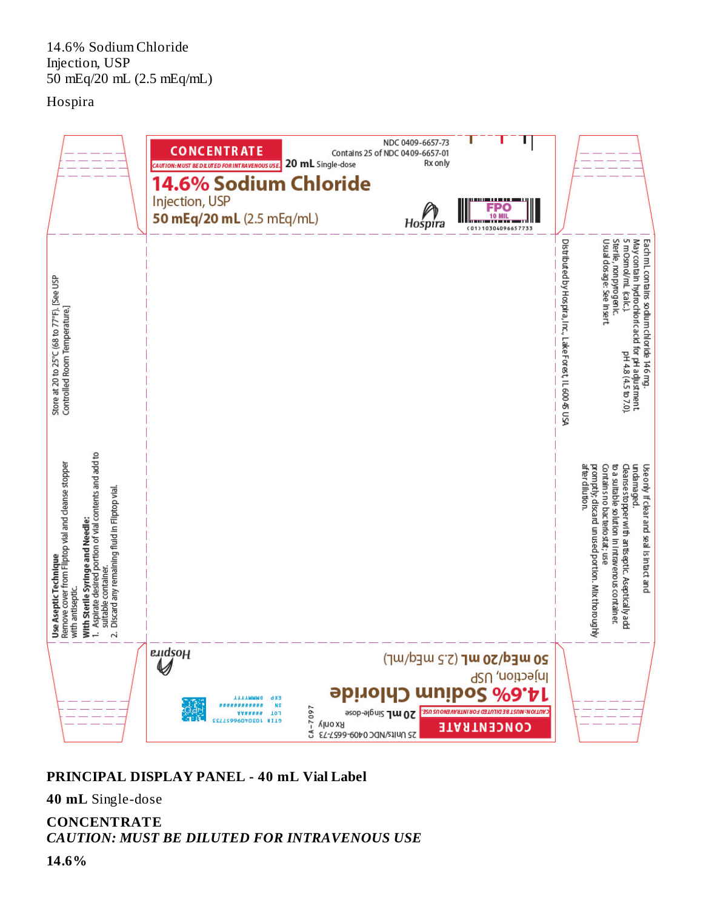14.6% Sodium Chloride
Injection, USP
50 mEq/20 mL (2.5 mEq/mL)

Hospira

CONCENTRATE

CAUTION: MUST BE DILUTED FOR INTRAVENOUS USE

20 mL Single-dose

NDC 0409-6657-73
Contains 25 of NDC 0409-6657-01
Rx only

14.6% Sodium Chloride
Injection, USP
50 mEq/20 mL (2.5 mEq/mL)

Hospira

FPO
10 MIL

(01) 10304096657733

Store at 20 to 25°C (68 to 77°F). [See USP Controlled Room Temperature.]

**Use Aseptic Technique**
Remove cover from Fliptop vial and cleanse stopper with antiseptic.
**With Sterile Syringe and Needle:**
1. Aspirate desired portion of vial contents and add to suitable container.
2. Discard any remaining fluid in Fliptop vial.

Distributed by Hospira, Inc., Lake Forest, IL 60045 USA

Each mL contains sodium chloride 146 mg.
May contain hydrochloric acid for pH adjustment.
5 mOsmol/mL (calc.)                pH 4.8 (4.5 to 7.0).
Sterile, nonpyrogenic.
Usual dosage: See Insert.

Use only if clear and seal is intact and undamaged.
Cleanse stopper with antiseptic. Aseptically add to a suitable solution in intravenous container.
Contains no bacteriostat; use promptly; discard unused portion. Mix thoroughly after dilution.

CONCENTRATE

CAUTION: MUST BE DILUTED FOR INTRAVENOUS USE

20 mL Single-dose

25 Units/NDC 0409-6657-73
Rx only

CA-7097

14.6% Sodium Chloride
Injection, USP
50 mEq/20 mL (2.5 mEq/mL)

GTIN 10304096657733
LOT ######
SN ############
EXP DDMMMYYYY

Hospira

**PRINCIPAL DISPLAY PANEL - 40 mL Vial Label**

**40 mL** Single-dose

**CONCENTRATE**
***CAUTION: MUST BE DILUTED FOR INTRAVENOUS USE***

**14.6%**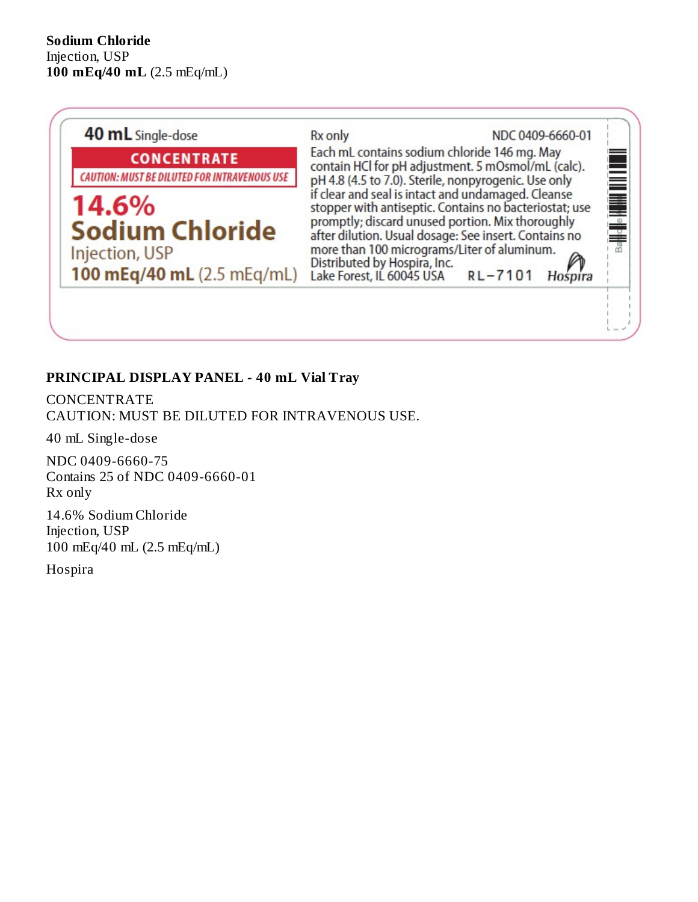**Sodium Chloride**
Injection, USP
**100 mEq/40 mL** (2.5 mEq/mL)

40 mL Single-dose

CONCENTRATE

CAUTION: MUST BE DILUTED FOR INTRAVENOUS USE

14.6%
Sodium Chloride
Injection, USP
100 mEq/40 mL (2.5 mEq/mL)

Rx only

NDC 0409-6660-01

Each mL contains sodium chloride 146 mg. May contain HCl for pH adjustment. 5 mOsmol/mL (calc). pH 4.8 (4.5 to 7.0). Sterile, nonpyrogenic. Use only if clear and seal is intact and undamaged. Cleanse stopper with antiseptic. Contains no bacteriostat; use promptly; discard unused portion. Mix thoroughly after dilution. Usual dosage: See insert. Contains no more than 100 micrograms/Liter of aluminum.

Distributed by Hospira, Inc.
Lake Forest, IL 60045 USA

RL-7101

Hospira

**PRINCIPAL DISPLAY PANEL - 40 mL Vial Tray**

CONCENTRATE
CAUTION: MUST BE DILUTED FOR INTRAVENOUS USE.

40 mL Single-dose

NDC 0409-6660-75
Contains 25 of NDC 0409-6660-01
Rx only

14.6% Sodium Chloride
Injection, USP
100 mEq/40 mL (2.5 mEq/mL)

Hospira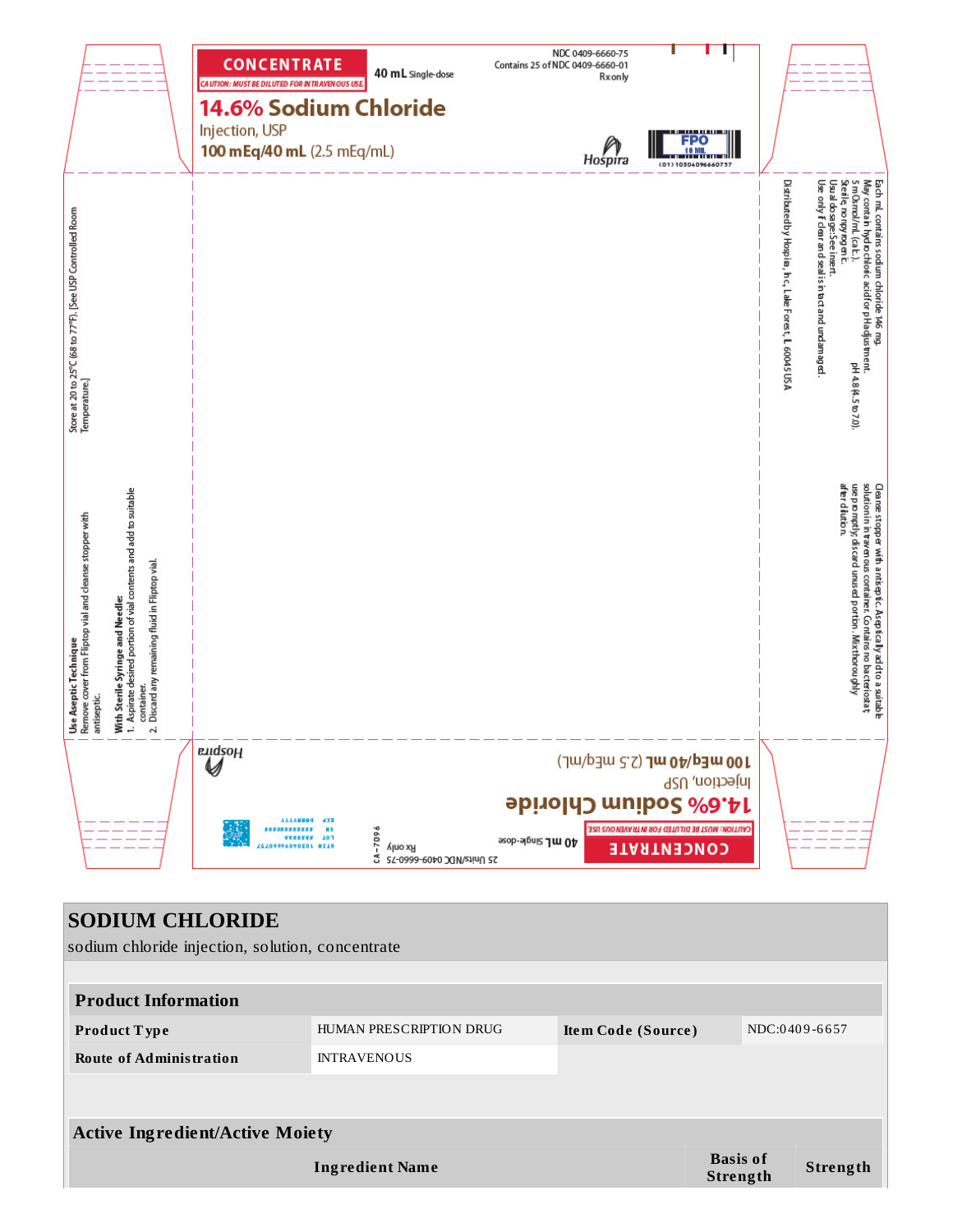CONCENTRATE

CAUTION: MUST BE DILUTED FOR INTRAVENOUS USE.

40 mL Single-dose

NDC 0409-6660-75
Contains 25 of NDC 0409-6660-01
Rx only

**14.6% Sodium Chloride**

Injection, USP

**100 mEq/40 mL** (2.5 mEq/mL)

Hospira

FPO 18 MIL

(01) 10304096660757

Store at 20 to 25°C (68 to 77°F). [See USP Controlled Room Temperature.]

**Use Aseptic Technique**
Remove cover from Fliptop vial and cleanse stopper with antiseptic.

**With Sterile Syringe and Needle:**
1. Aspirate desired portion of vial contents and add to suitable container.
2. Discard any remaining fluid in Fliptop vial.

Each mL contains sodium chloride 146 mg.
May contain hydrochloric acid for pH adjustment.
5 mOsmol/mL (calc.). pH 4.8 (4.5 to 7.0).
Sterile, nonpyrogenic.
Usual dosage: See insert.
Use only if clear and seal is intact and undamaged.

Distributed by Hospira, Inc., Lake Forest, IL 60045 USA

Cleanse stopper with antiseptic. Aseptically add to a suitable solution in intravenous container. Contains no bacteriostat; use promptly; discard unused portion. Mix thoroughly after dilution.

CONCENTRATE

CAUTION: MUST BE DILUTED FOR INTRAVENOUS USE.

**14.6% Sodium Chloride**

Injection, USP

**100 mEq/40 mL** (2.5 mEq/mL)

40 mL Single-dose

25 Units/NDC 0409-6660-75

Rx only

CA-7096

GTIN 10304096660757
LOT ######
SN ############
EXP MMMYYYY

Hospira

# SODIUM CHLORIDE

sodium chloride injection, solution, concentrate

| **Product Information** | | | |
|---|---|---|---|
| **Product Type** | HUMAN PRESCRIPTION DRUG | **Item Code (Source)** | NDC:0409-6657 |
| **Route of Administration** | INTRAVENOUS | | |

| **Active Ingredient/Active Moiety** | | |
|---|---|---|
| **Ingredient Name** | **Basis of Strength** | **Strength** |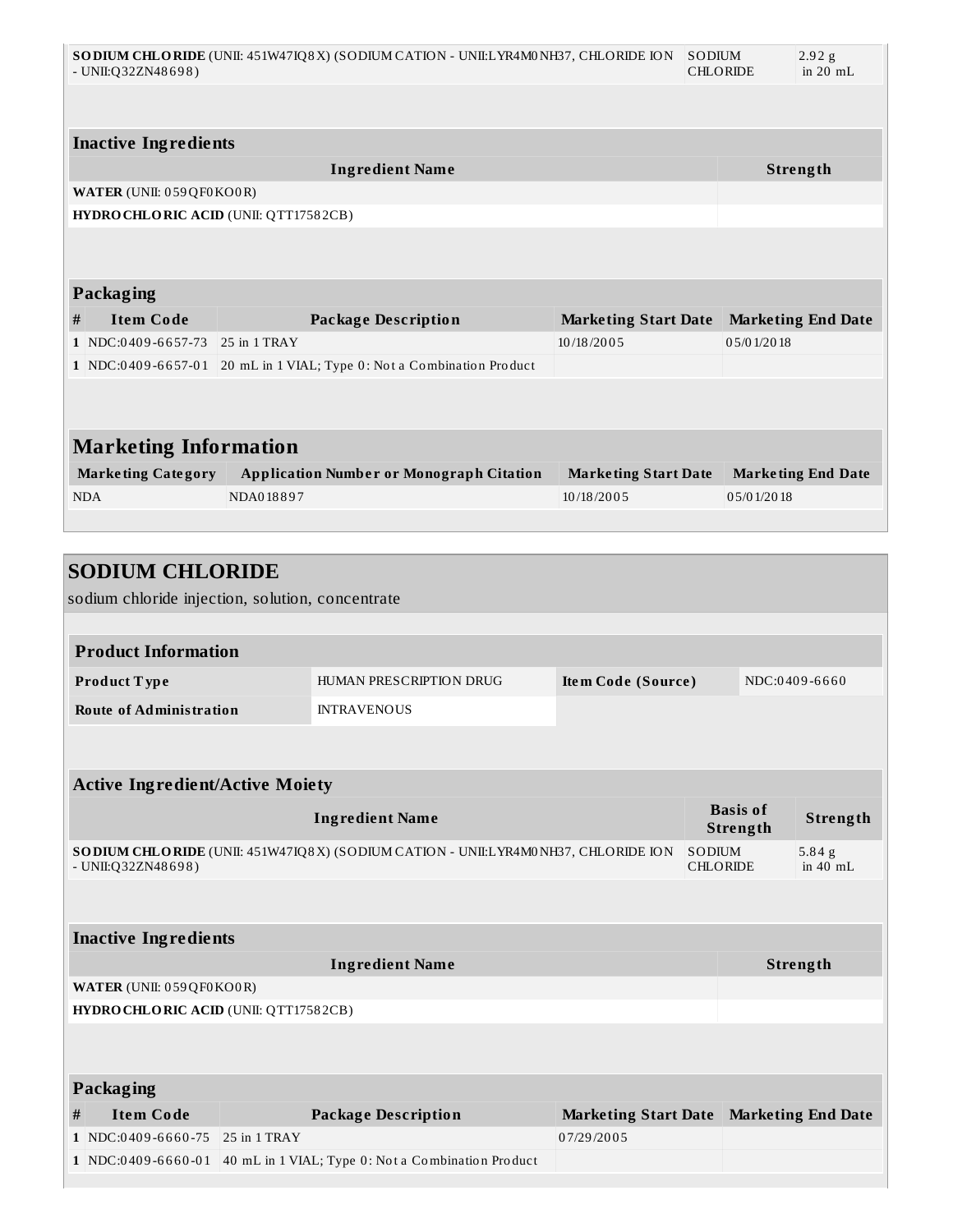| | | |
|---|---|---|
| **SODIUM CHLORIDE** (UNII: 451W47IQ8X) (SODIUM CATION - UNII:LYR4M0NH37, CHLORIDE ION - UNII:Q32ZN48698) | SODIUM CHLORIDE | 2.92 g in 20 mL |

### Inactive Ingredients

| Ingredient Name | Strength |
|---|---|
| **WATER** (UNII: 059QF0KO0R) | |
| **HYDROCHLORIC ACID** (UNII: QTT17582CB) | |

### Packaging

| # | Item Code | Package Description | Marketing Start Date | Marketing End Date |
|---|---|---|---|---|
| 1 | NDC:0409-6657-73 | 25 in 1 TRAY | 10/18/2005 | 05/01/2018 |
| 1 | NDC:0409-6657-01 | 20 mL in 1 VIAL; Type 0: Not a Combination Product | | |

## Marketing Information

| Marketing Category | Application Number or Monograph Citation | Marketing Start Date | Marketing End Date |
|---|---|---|---|
| NDA | NDA018897 | 10/18/2005 | 05/01/2018 |

## SODIUM CHLORIDE

sodium chloride injection, solution, concentrate

### Product Information

| | | | |
|---|---|---|---|
| **Product Type** | HUMAN PRESCRIPTION DRUG | **Item Code (Source)** | NDC:0409-6660 |
| **Route of Administration** | INTRAVENOUS | | |

### Active Ingredient/Active Moiety

| Ingredient Name | Basis of Strength | Strength |
|---|---|---|
| **SODIUM CHLORIDE** (UNII: 451W47IQ8X) (SODIUM CATION - UNII:LYR4M0NH37, CHLORIDE ION - UNII:Q32ZN48698) | SODIUM CHLORIDE | 5.84 g in 40 mL |

### Inactive Ingredients

| Ingredient Name | Strength |
|---|---|
| **WATER** (UNII: 059QF0KO0R) | |
| **HYDROCHLORIC ACID** (UNII: QTT17582CB) | |

### Packaging

| # | Item Code | Package Description | Marketing Start Date | Marketing End Date |
|---|---|---|---|---|
| 1 | NDC:0409-6660-75 | 25 in 1 TRAY | 07/29/2005 | |
| 1 | NDC:0409-6660-01 | 40 mL in 1 VIAL; Type 0: Not a Combination Product | | |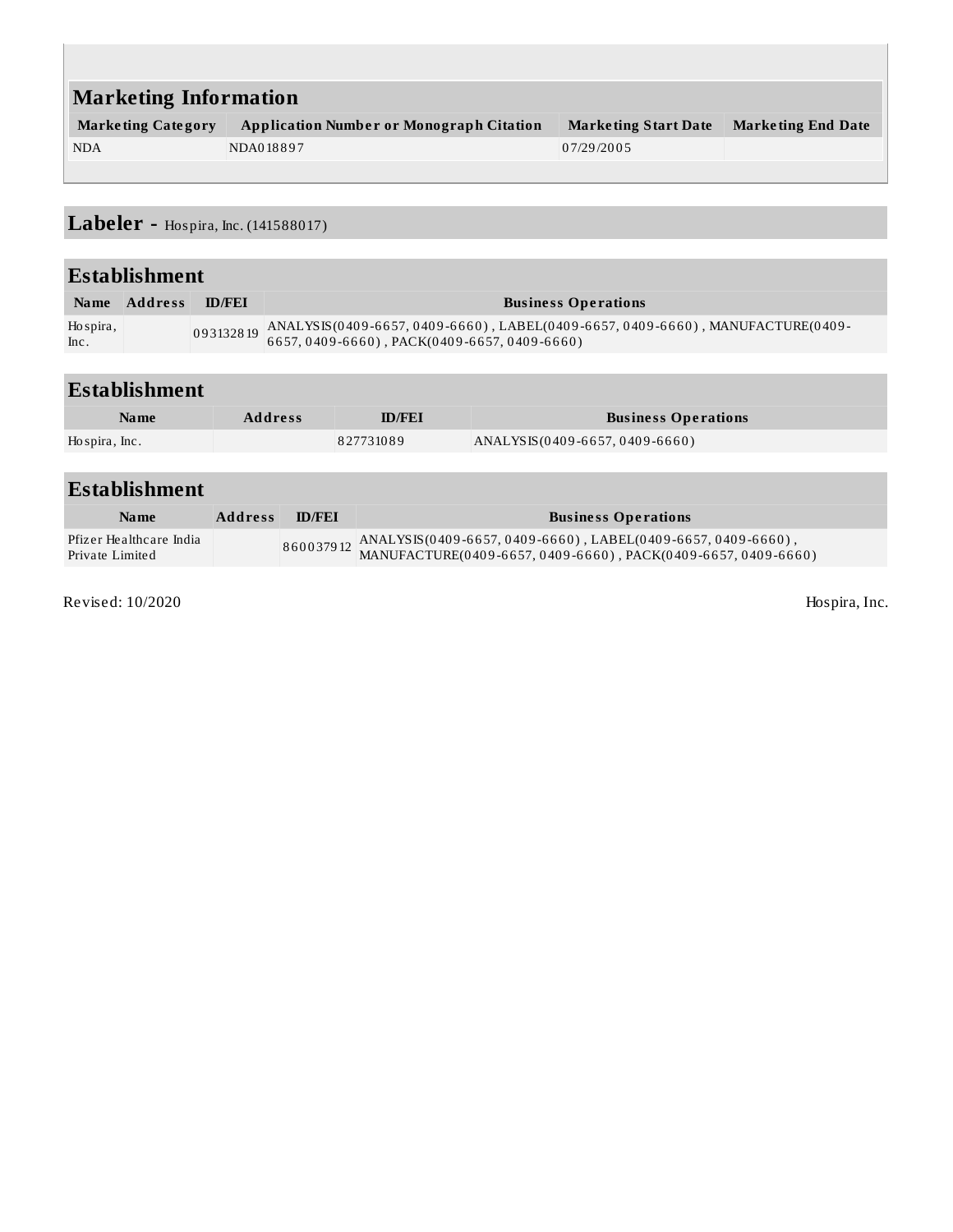## Marketing Information

| Marketing Category | Application Number or Monograph Citation | Marketing Start Date | Marketing End Date |
|---|---|---|---|
| NDA | NDA018897 | 07/29/2005 | |

## Labeler - Hospira, Inc. (141588017)

## Establishment

| Name | Address | ID/FEI | Business Operations |
|---|---|---|---|
| Hospira, Inc. | | 093132819 | ANALYSIS(0409-6657, 0409-6660) , LABEL(0409-6657, 0409-6660) , MANUFACTURE(0409-6657, 0409-6660) , PACK(0409-6657, 0409-6660) |

## Establishment

| Name | Address | ID/FEI | Business Operations |
|---|---|---|---|
| Hospira, Inc. | | 827731089 | ANALYSIS(0409-6657, 0409-6660) |

## Establishment

| Name | Address | ID/FEI | Business Operations |
|---|---|---|---|
| Pfizer Healthcare India Private Limited | | 860037912 | ANALYSIS(0409-6657, 0409-6660) , LABEL(0409-6657, 0409-6660) , MANUFACTURE(0409-6657, 0409-6660) , PACK(0409-6657, 0409-6660) |

Revised: 10/2020

Hospira, Inc.